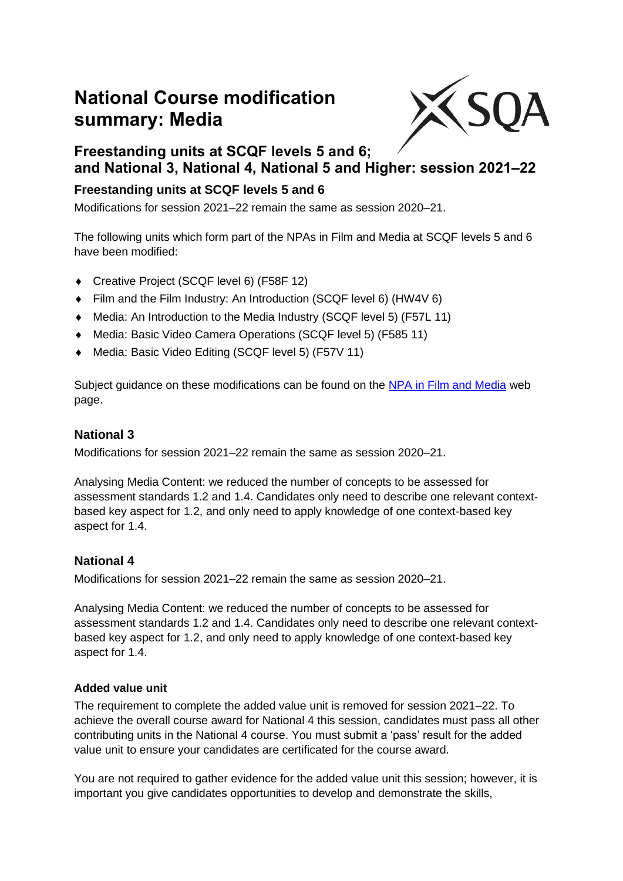# National Course modification summary: Media

## Freestanding units at SCQF levels 5 and 6; and National 3, National 4, National 5 and Higher: session 2021–22

### Freestanding units at SCQF levels 5 and 6

Modifications for session 2021–22 remain the same as session 2020–21.

The following units which form part of the NPAs in Film and Media at SCQF levels 5 and 6 have been modified:

- Creative Project (SCQF level 6) (F58F 12)
- Film and the Film Industry: An Introduction (SCQF level 6) (HW4V 6)
- Media: An Introduction to the Media Industry (SCQF level 5) (F57L 11)
- Media: Basic Video Camera Operations (SCQF level 5) (F585 11)
- Media: Basic Video Editing (SCQF level 5) (F57V 11)

Subject guidance on these modifications can be found on the NPA in Film and Media web page.

### National 3

Modifications for session 2021–22 remain the same as session 2020–21.

Analysing Media Content: we reduced the number of concepts to be assessed for assessment standards 1.2 and 1.4. Candidates only need to describe one relevant context-based key aspect for 1.2, and only need to apply knowledge of one context-based key aspect for 1.4.

### National 4

Modifications for session 2021–22 remain the same as session 2020–21.

Analysing Media Content: we reduced the number of concepts to be assessed for assessment standards 1.2 and 1.4. Candidates only need to describe one relevant context-based key aspect for 1.2, and only need to apply knowledge of one context-based key aspect for 1.4.

#### Added value unit

The requirement to complete the added value unit is removed for session 2021–22. To achieve the overall course award for National 4 this session, candidates must pass all other contributing units in the National 4 course. You must submit a 'pass' result for the added value unit to ensure your candidates are certificated for the course award.

You are not required to gather evidence for the added value unit this session; however, it is important you give candidates opportunities to develop and demonstrate the skills,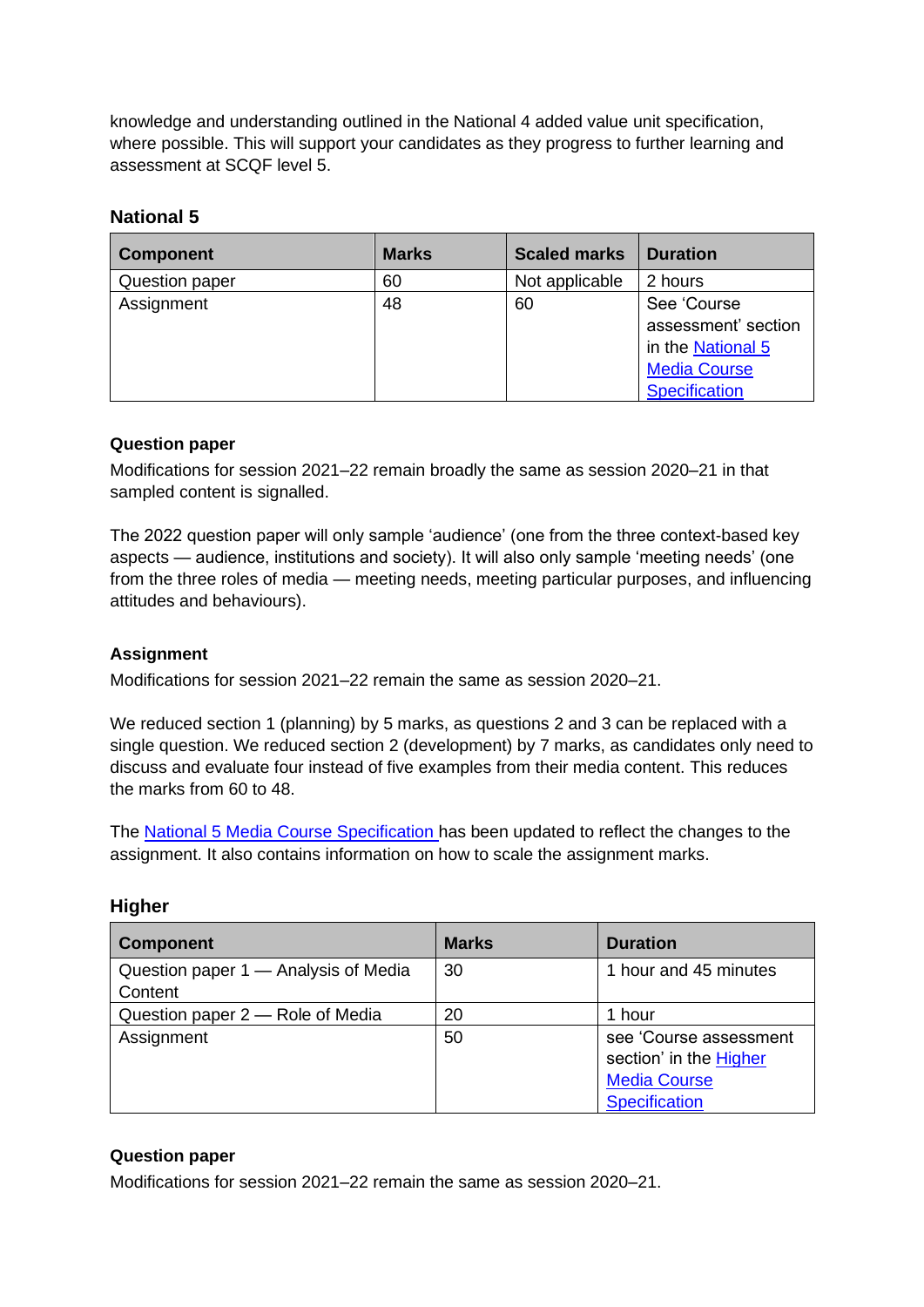knowledge and understanding outlined in the National 4 added value unit specification, where possible. This will support your candidates as they progress to further learning and assessment at SCQF level 5.

### National 5

| Component | Marks | Scaled marks | Duration |
|---|---|---|---|
| Question paper | 60 | Not applicable | 2 hours |
| Assignment | 48 | 60 | See 'Course assessment' section in the National 5 Media Course Specification |

**Question paper**

Modifications for session 2021–22 remain broadly the same as session 2020–21 in that sampled content is signalled.

The 2022 question paper will only sample 'audience' (one from the three context-based key aspects — audience, institutions and society). It will also only sample 'meeting needs' (one from the three roles of media — meeting needs, meeting particular purposes, and influencing attitudes and behaviours).

**Assignment**

Modifications for session 2021–22 remain the same as session 2020–21.

We reduced section 1 (planning) by 5 marks, as questions 2 and 3 can be replaced with a single question. We reduced section 2 (development) by 7 marks, as candidates only need to discuss and evaluate four instead of five examples from their media content. This reduces the marks from 60 to 48.

The National 5 Media Course Specification has been updated to reflect the changes to the assignment. It also contains information on how to scale the assignment marks.

### Higher

| Component | Marks | Duration |
|---|---|---|
| Question paper 1 — Analysis of Media Content | 30 | 1 hour and 45 minutes |
| Question paper 2 — Role of Media | 20 | 1 hour |
| Assignment | 50 | see 'Course assessment section' in the Higher Media Course Specification |

**Question paper**

Modifications for session 2021–22 remain the same as session 2020–21.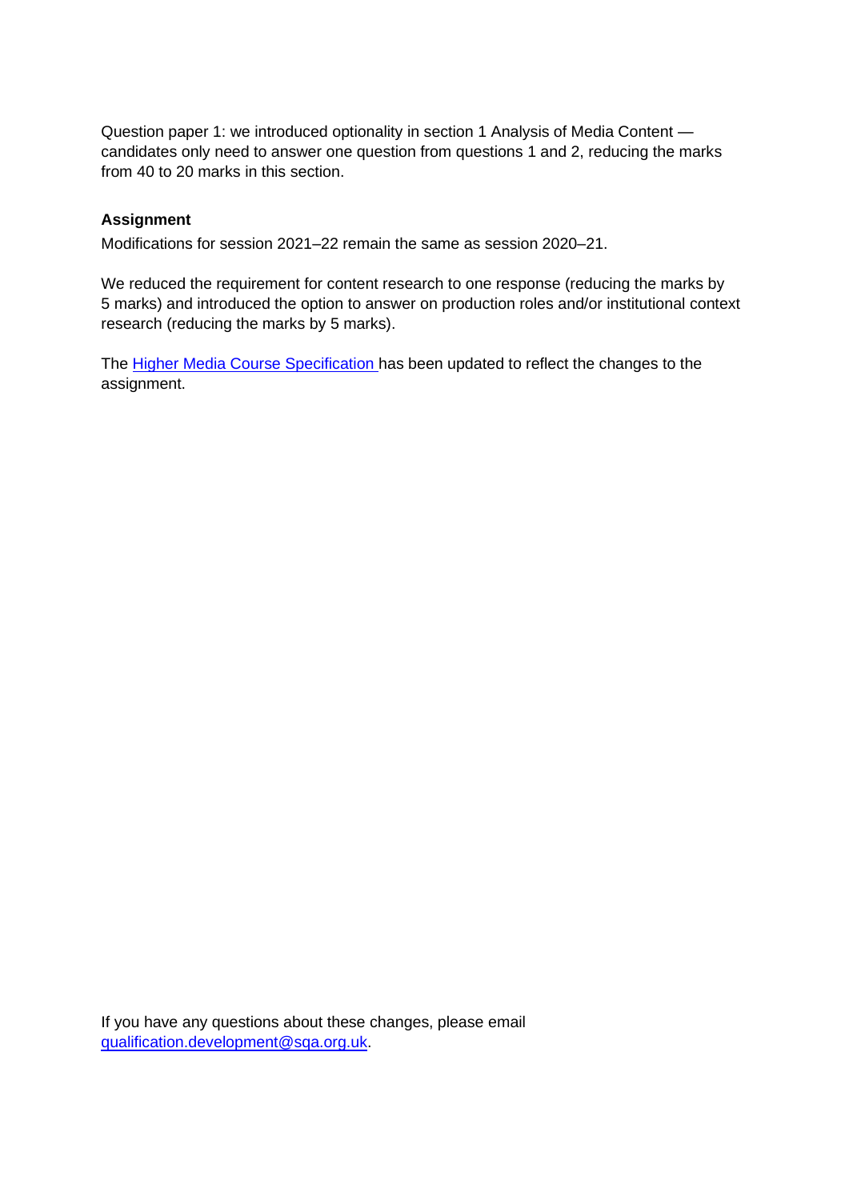Question paper 1: we introduced optionality in section 1 Analysis of Media Content — candidates only need to answer one question from questions 1 and 2, reducing the marks from 40 to 20 marks in this section.

**Assignment**

Modifications for session 2021–22 remain the same as session 2020–21.

We reduced the requirement for content research to one response (reducing the marks by 5 marks) and introduced the option to answer on production roles and/or institutional context research (reducing the marks by 5 marks).

The Higher Media Course Specification has been updated to reflect the changes to the assignment.

If you have any questions about these changes, please email qualification.development@sqa.org.uk.